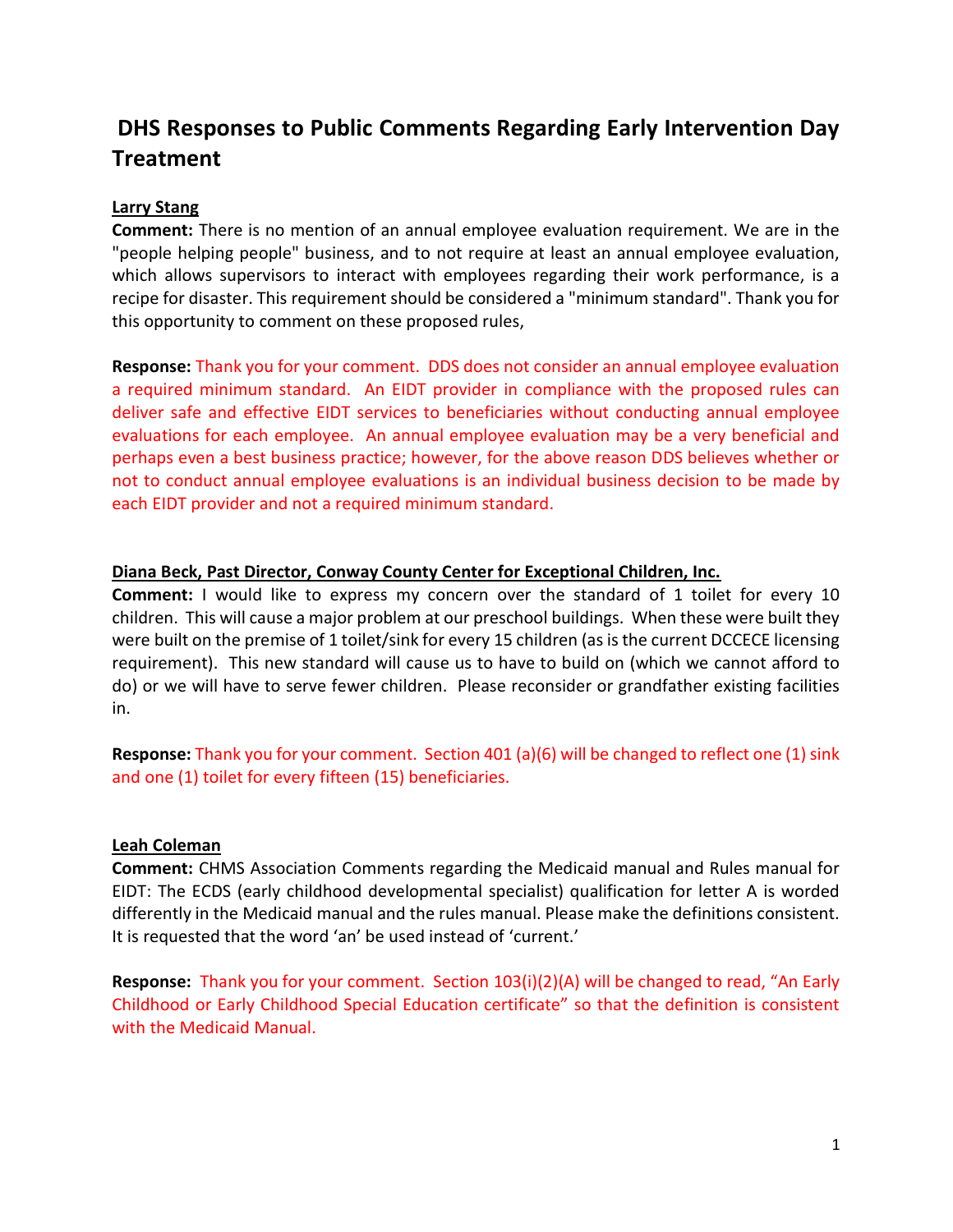# DHS Responses to Public Comments Regarding Early Intervention Day Treatment

**Larry Stang**

**Comment:** There is no mention of an annual employee evaluation requirement. We are in the "people helping people" business, and to not require at least an annual employee evaluation, which allows supervisors to interact with employees regarding their work performance, is a recipe for disaster. This requirement should be considered a "minimum standard". Thank you for this opportunity to comment on these proposed rules,

**Response:** Thank you for your comment. DDS does not consider an annual employee evaluation a required minimum standard. An EIDT provider in compliance with the proposed rules can deliver safe and effective EIDT services to beneficiaries without conducting annual employee evaluations for each employee. An annual employee evaluation may be a very beneficial and perhaps even a best business practice; however, for the above reason DDS believes whether or not to conduct annual employee evaluations is an individual business decision to be made by each EIDT provider and not a required minimum standard.

**Diana Beck, Past Director, Conway County Center for Exceptional Children, Inc.**

**Comment:** I would like to express my concern over the standard of 1 toilet for every 10 children. This will cause a major problem at our preschool buildings. When these were built they were built on the premise of 1 toilet/sink for every 15 children (as is the current DCCECE licensing requirement). This new standard will cause us to have to build on (which we cannot afford to do) or we will have to serve fewer children. Please reconsider or grandfather existing facilities in.

**Response:** Thank you for your comment. Section 401 (a)(6) will be changed to reflect one (1) sink and one (1) toilet for every fifteen (15) beneficiaries.

**Leah Coleman**

**Comment:** CHMS Association Comments regarding the Medicaid manual and Rules manual for EIDT: The ECDS (early childhood developmental specialist) qualification for letter A is worded differently in the Medicaid manual and the rules manual. Please make the definitions consistent. It is requested that the word 'an' be used instead of 'current.'

**Response:** Thank you for your comment. Section 103(i)(2)(A) will be changed to read, "An Early Childhood or Early Childhood Special Education certificate" so that the definition is consistent with the Medicaid Manual.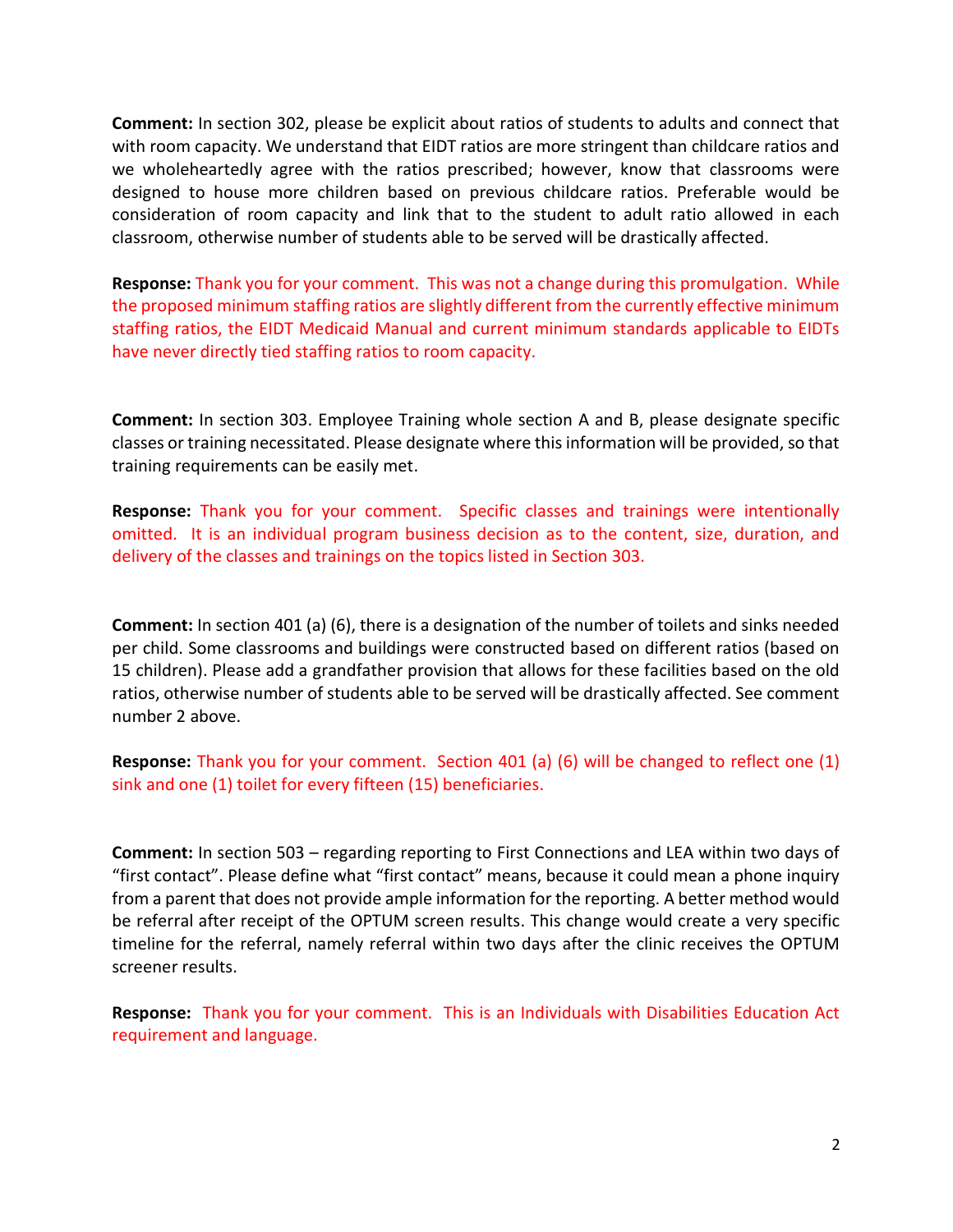**Comment:** In section 302, please be explicit about ratios of students to adults and connect that with room capacity. We understand that EIDT ratios are more stringent than childcare ratios and we wholeheartedly agree with the ratios prescribed; however, know that classrooms were designed to house more children based on previous childcare ratios. Preferable would be consideration of room capacity and link that to the student to adult ratio allowed in each classroom, otherwise number of students able to be served will be drastically affected.

**Response:** Thank you for your comment. This was not a change during this promulgation. While the proposed minimum staffing ratios are slightly different from the currently effective minimum staffing ratios, the EIDT Medicaid Manual and current minimum standards applicable to EIDTs have never directly tied staffing ratios to room capacity.

**Comment:** In section 303. Employee Training whole section A and B, please designate specific classes or training necessitated. Please designate where this information will be provided, so that training requirements can be easily met.

**Response:** Thank you for your comment. Specific classes and trainings were intentionally omitted. It is an individual program business decision as to the content, size, duration, and delivery of the classes and trainings on the topics listed in Section 303.

**Comment:** In section 401 (a) (6), there is a designation of the number of toilets and sinks needed per child. Some classrooms and buildings were constructed based on different ratios (based on 15 children). Please add a grandfather provision that allows for these facilities based on the old ratios, otherwise number of students able to be served will be drastically affected. See comment number 2 above.

**Response:** Thank you for your comment. Section 401 (a) (6) will be changed to reflect one (1) sink and one (1) toilet for every fifteen (15) beneficiaries.

**Comment:** In section 503 – regarding reporting to First Connections and LEA within two days of "first contact". Please define what "first contact" means, because it could mean a phone inquiry from a parent that does not provide ample information for the reporting. A better method would be referral after receipt of the OPTUM screen results. This change would create a very specific timeline for the referral, namely referral within two days after the clinic receives the OPTUM screener results.

**Response:** Thank you for your comment. This is an Individuals with Disabilities Education Act requirement and language.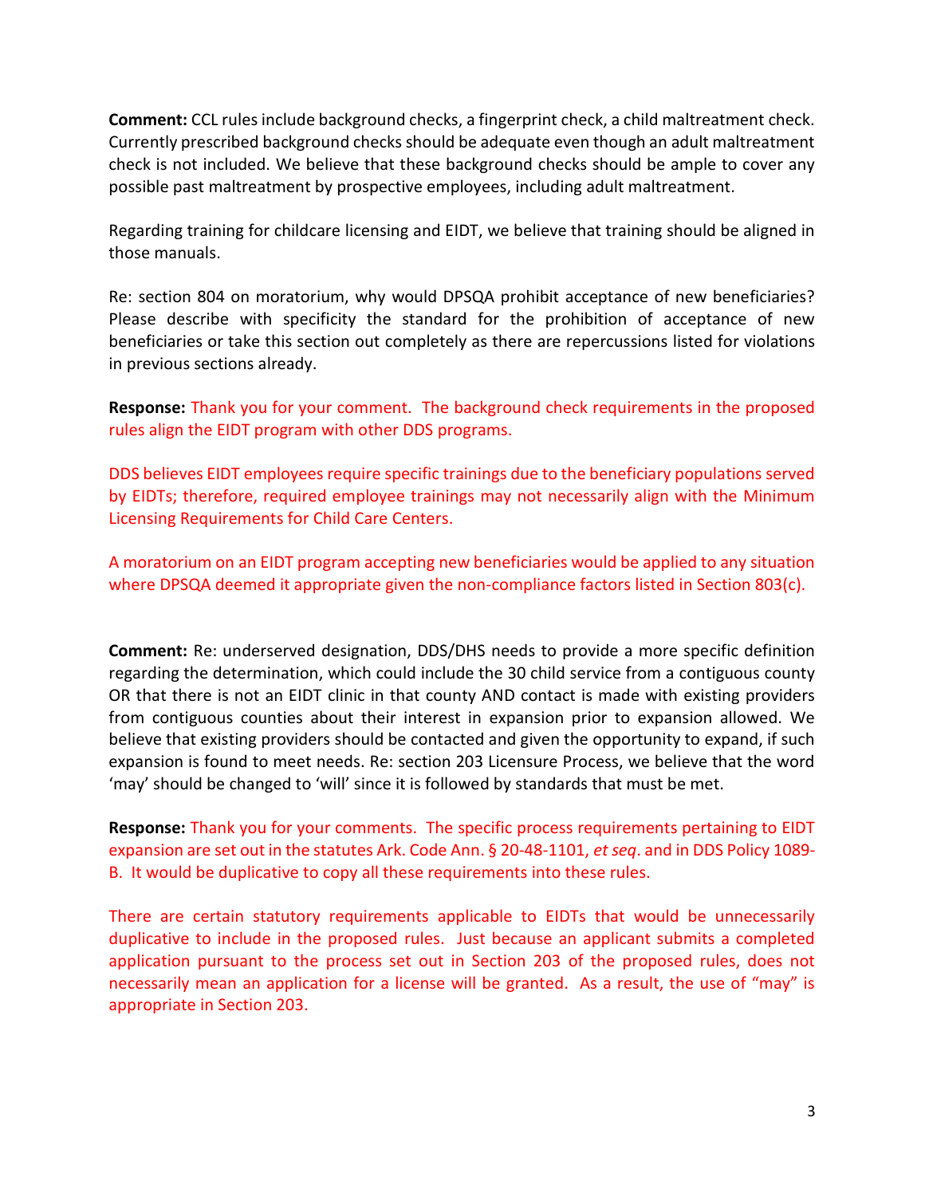**Comment:** CCL rules include background checks, a fingerprint check, a child maltreatment check. Currently prescribed background checks should be adequate even though an adult maltreatment check is not included. We believe that these background checks should be ample to cover any possible past maltreatment by prospective employees, including adult maltreatment.

Regarding training for childcare licensing and EIDT, we believe that training should be aligned in those manuals.

Re: section 804 on moratorium, why would DPSQA prohibit acceptance of new beneficiaries? Please describe with specificity the standard for the prohibition of acceptance of new beneficiaries or take this section out completely as there are repercussions listed for violations in previous sections already.

**Response:** Thank you for your comment. The background check requirements in the proposed rules align the EIDT program with other DDS programs.

DDS believes EIDT employees require specific trainings due to the beneficiary populations served by EIDTs; therefore, required employee trainings may not necessarily align with the Minimum Licensing Requirements for Child Care Centers.

A moratorium on an EIDT program accepting new beneficiaries would be applied to any situation where DPSQA deemed it appropriate given the non-compliance factors listed in Section 803(c).

**Comment:** Re: underserved designation, DDS/DHS needs to provide a more specific definition regarding the determination, which could include the 30 child service from a contiguous county OR that there is not an EIDT clinic in that county AND contact is made with existing providers from contiguous counties about their interest in expansion prior to expansion allowed. We believe that existing providers should be contacted and given the opportunity to expand, if such expansion is found to meet needs. Re: section 203 Licensure Process, we believe that the word 'may' should be changed to 'will' since it is followed by standards that must be met.

**Response:** Thank you for your comments. The specific process requirements pertaining to EIDT expansion are set out in the statutes Ark. Code Ann. § 20-48-1101, *et seq*. and in DDS Policy 1089-B. It would be duplicative to copy all these requirements into these rules.

There are certain statutory requirements applicable to EIDTs that would be unnecessarily duplicative to include in the proposed rules. Just because an applicant submits a completed application pursuant to the process set out in Section 203 of the proposed rules, does not necessarily mean an application for a license will be granted. As a result, the use of "may" is appropriate in Section 203.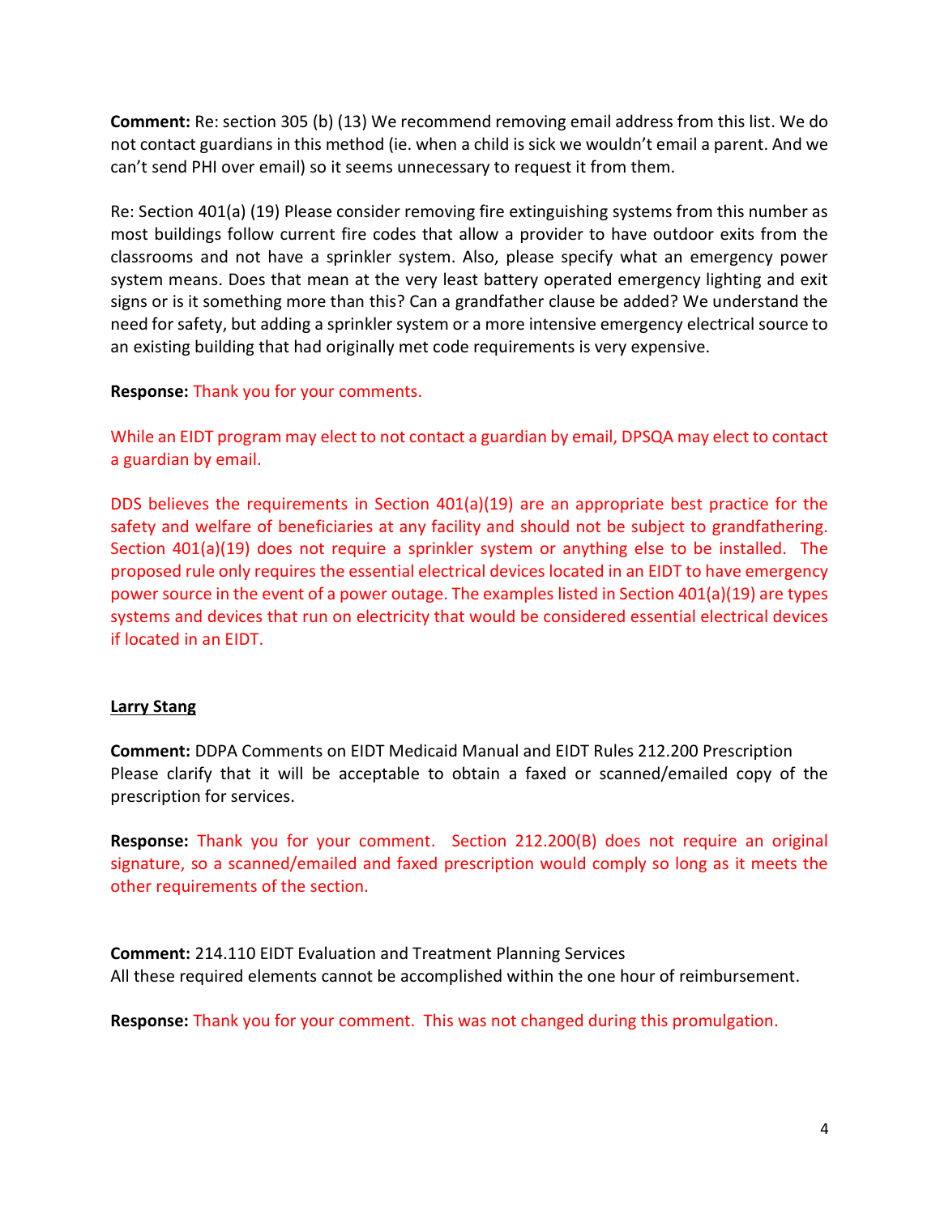**Comment:** Re: section 305 (b) (13) We recommend removing email address from this list. We do not contact guardians in this method (ie. when a child is sick we wouldn't email a parent. And we can't send PHI over email) so it seems unnecessary to request it from them.

Re: Section 401(a) (19) Please consider removing fire extinguishing systems from this number as most buildings follow current fire codes that allow a provider to have outdoor exits from the classrooms and not have a sprinkler system. Also, please specify what an emergency power system means. Does that mean at the very least battery operated emergency lighting and exit signs or is it something more than this? Can a grandfather clause be added? We understand the need for safety, but adding a sprinkler system or a more intensive emergency electrical source to an existing building that had originally met code requirements is very expensive.

**Response:** Thank you for your comments.

While an EIDT program may elect to not contact a guardian by email, DPSQA may elect to contact a guardian by email.

DDS believes the requirements in Section 401(a)(19) are an appropriate best practice for the safety and welfare of beneficiaries at any facility and should not be subject to grandfathering. Section 401(a)(19) does not require a sprinkler system or anything else to be installed. The proposed rule only requires the essential electrical devices located in an EIDT to have emergency power source in the event of a power outage. The examples listed in Section 401(a)(19) are types systems and devices that run on electricity that would be considered essential electrical devices if located in an EIDT.

**Larry Stang**

**Comment:** DDPA Comments on EIDT Medicaid Manual and EIDT Rules 212.200 Prescription
Please clarify that it will be acceptable to obtain a faxed or scanned/emailed copy of the prescription for services.

**Response:** Thank you for your comment. Section 212.200(B) does not require an original signature, so a scanned/emailed and faxed prescription would comply so long as it meets the other requirements of the section.

**Comment:** 214.110 EIDT Evaluation and Treatment Planning Services
All these required elements cannot be accomplished within the one hour of reimbursement.

**Response:** Thank you for your comment. This was not changed during this promulgation.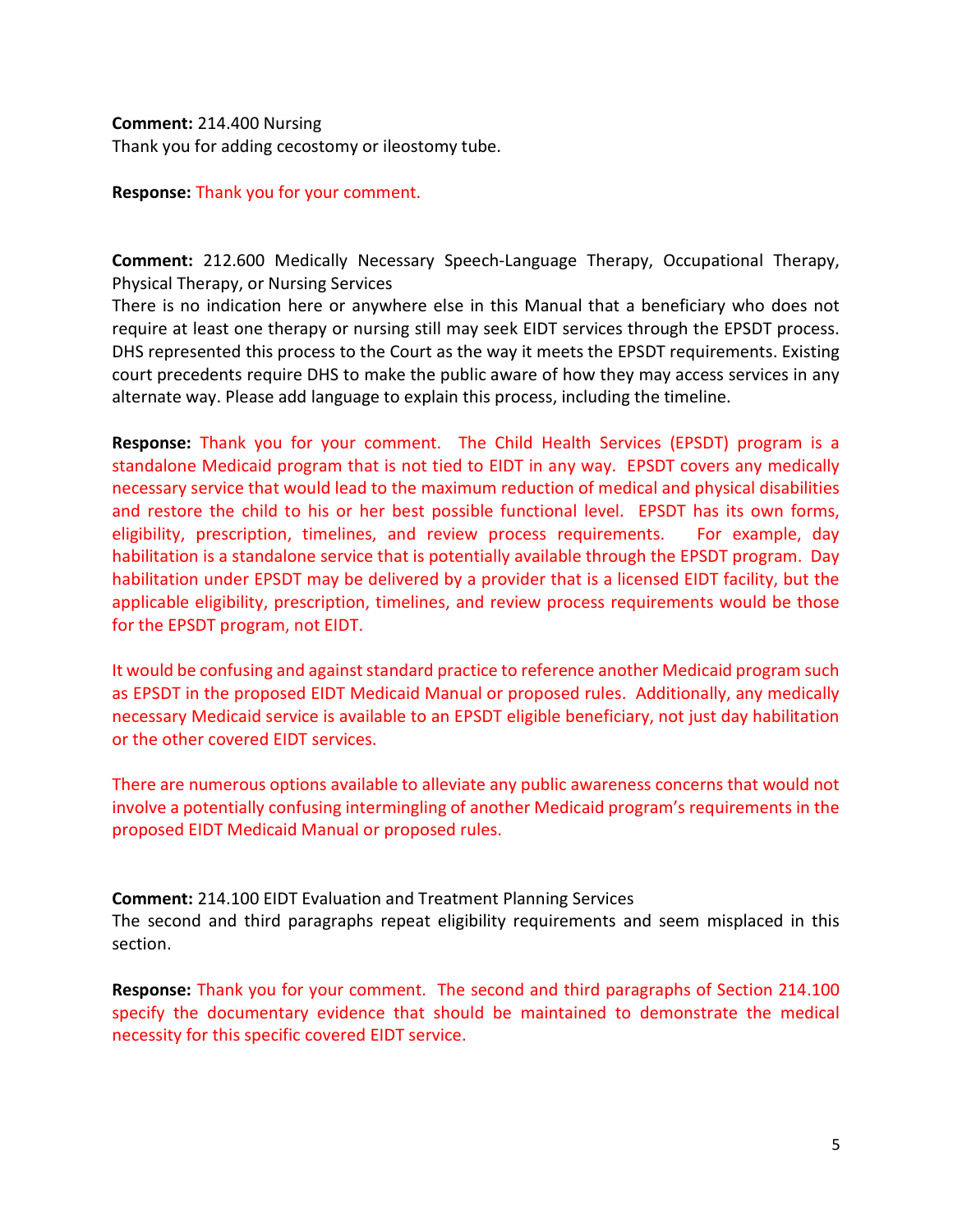**Comment:** 214.400 Nursing
Thank you for adding cecostomy or ileostomy tube.

**Response:** Thank you for your comment.

**Comment:** 212.600 Medically Necessary Speech-Language Therapy, Occupational Therapy, Physical Therapy, or Nursing Services
There is no indication here or anywhere else in this Manual that a beneficiary who does not require at least one therapy or nursing still may seek EIDT services through the EPSDT process. DHS represented this process to the Court as the way it meets the EPSDT requirements. Existing court precedents require DHS to make the public aware of how they may access services in any alternate way. Please add language to explain this process, including the timeline.

**Response:** Thank you for your comment. The Child Health Services (EPSDT) program is a standalone Medicaid program that is not tied to EIDT in any way. EPSDT covers any medically necessary service that would lead to the maximum reduction of medical and physical disabilities and restore the child to his or her best possible functional level. EPSDT has its own forms, eligibility, prescription, timelines, and review process requirements. For example, day habilitation is a standalone service that is potentially available through the EPSDT program. Day habilitation under EPSDT may be delivered by a provider that is a licensed EIDT facility, but the applicable eligibility, prescription, timelines, and review process requirements would be those for the EPSDT program, not EIDT.

It would be confusing and against standard practice to reference another Medicaid program such as EPSDT in the proposed EIDT Medicaid Manual or proposed rules. Additionally, any medically necessary Medicaid service is available to an EPSDT eligible beneficiary, not just day habilitation or the other covered EIDT services.

There are numerous options available to alleviate any public awareness concerns that would not involve a potentially confusing intermingling of another Medicaid program's requirements in the proposed EIDT Medicaid Manual or proposed rules.

**Comment:** 214.100 EIDT Evaluation and Treatment Planning Services
The second and third paragraphs repeat eligibility requirements and seem misplaced in this section.

**Response:** Thank you for your comment. The second and third paragraphs of Section 214.100 specify the documentary evidence that should be maintained to demonstrate the medical necessity for this specific covered EIDT service.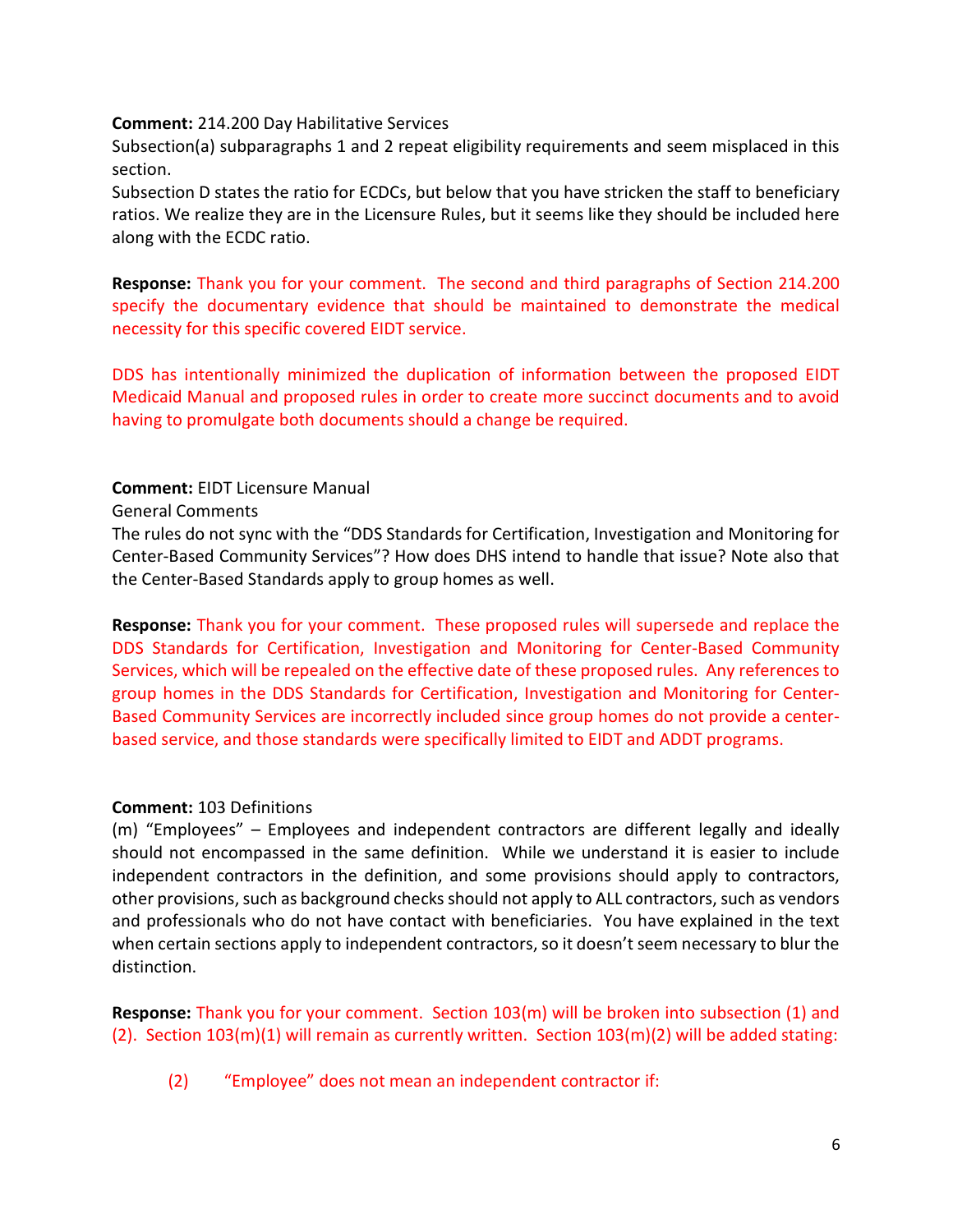**Comment:** 214.200 Day Habilitative Services

Subsection(a) subparagraphs 1 and 2 repeat eligibility requirements and seem misplaced in this section.

Subsection D states the ratio for ECDCs, but below that you have stricken the staff to beneficiary ratios. We realize they are in the Licensure Rules, but it seems like they should be included here along with the ECDC ratio.

**Response:** Thank you for your comment. The second and third paragraphs of Section 214.200 specify the documentary evidence that should be maintained to demonstrate the medical necessity for this specific covered EIDT service.

DDS has intentionally minimized the duplication of information between the proposed EIDT Medicaid Manual and proposed rules in order to create more succinct documents and to avoid having to promulgate both documents should a change be required.

**Comment:** EIDT Licensure Manual

General Comments

The rules do not sync with the "DDS Standards for Certification, Investigation and Monitoring for Center-Based Community Services"? How does DHS intend to handle that issue? Note also that the Center-Based Standards apply to group homes as well.

**Response:** Thank you for your comment. These proposed rules will supersede and replace the DDS Standards for Certification, Investigation and Monitoring for Center-Based Community Services, which will be repealed on the effective date of these proposed rules. Any references to group homes in the DDS Standards for Certification, Investigation and Monitoring for Center-Based Community Services are incorrectly included since group homes do not provide a center-based service, and those standards were specifically limited to EIDT and ADDT programs.

**Comment:** 103 Definitions

(m) "Employees" – Employees and independent contractors are different legally and ideally should not encompassed in the same definition. While we understand it is easier to include independent contractors in the definition, and some provisions should apply to contractors, other provisions, such as background checks should not apply to ALL contractors, such as vendors and professionals who do not have contact with beneficiaries. You have explained in the text when certain sections apply to independent contractors, so it doesn't seem necessary to blur the distinction.

**Response:** Thank you for your comment. Section 103(m) will be broken into subsection (1) and (2). Section 103(m)(1) will remain as currently written. Section 103(m)(2) will be added stating:

(2) "Employee" does not mean an independent contractor if: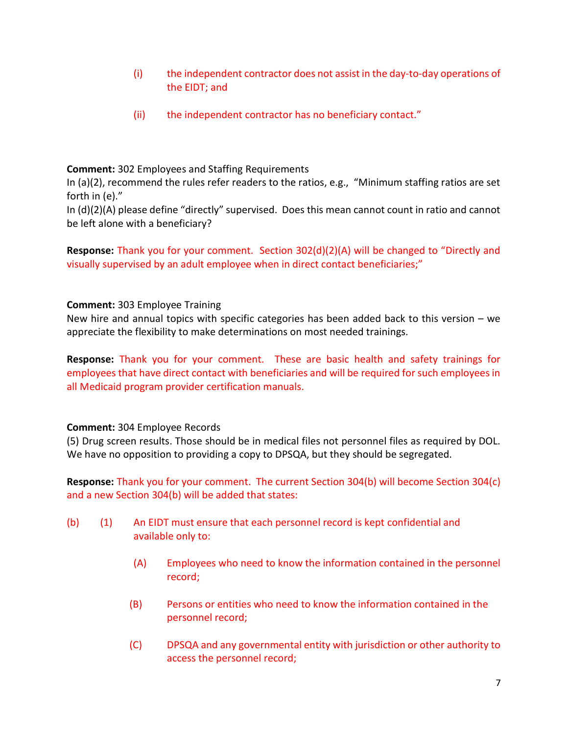(i) the independent contractor does not assist in the day-to-day operations of the EIDT; and

(ii) the independent contractor has no beneficiary contact."

**Comment:** 302 Employees and Staffing Requirements
In (a)(2), recommend the rules refer readers to the ratios, e.g., "Minimum staffing ratios are set forth in (e)."
In (d)(2)(A) please define "directly" supervised. Does this mean cannot count in ratio and cannot be left alone with a beneficiary?

**Response:** Thank you for your comment. Section 302(d)(2)(A) will be changed to "Directly and visually supervised by an adult employee when in direct contact beneficiaries;"

**Comment:** 303 Employee Training
New hire and annual topics with specific categories has been added back to this version – we appreciate the flexibility to make determinations on most needed trainings.

**Response:** Thank you for your comment. These are basic health and safety trainings for employees that have direct contact with beneficiaries and will be required for such employees in all Medicaid program provider certification manuals.

**Comment:** 304 Employee Records
(5) Drug screen results. Those should be in medical files not personnel files as required by DOL. We have no opposition to providing a copy to DPSQA, but they should be segregated.

**Response:** Thank you for your comment. The current Section 304(b) will become Section 304(c) and a new Section 304(b) will be added that states:

(b) (1) An EIDT must ensure that each personnel record is kept confidential and available only to:

(A) Employees who need to know the information contained in the personnel record;

(B) Persons or entities who need to know the information contained in the personnel record;

(C) DPSQA and any governmental entity with jurisdiction or other authority to access the personnel record;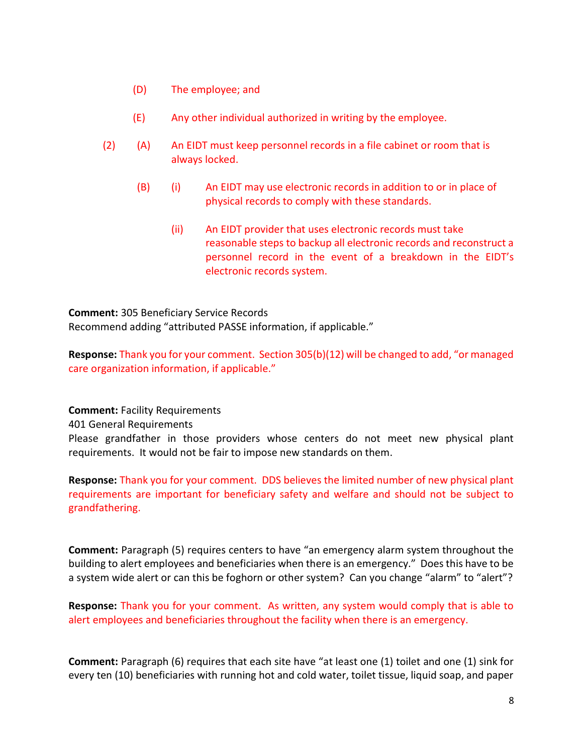(D) The employee; and

(E) Any other individual authorized in writing by the employee.

(2) (A) An EIDT must keep personnel records in a file cabinet or room that is always locked.

(B) (i) An EIDT may use electronic records in addition to or in place of physical records to comply with these standards.

(ii) An EIDT provider that uses electronic records must take reasonable steps to backup all electronic records and reconstruct a personnel record in the event of a breakdown in the EIDT's electronic records system.

**Comment:** 305 Beneficiary Service Records
Recommend adding "attributed PASSE information, if applicable."

**Response:** Thank you for your comment. Section 305(b)(12) will be changed to add, "or managed care organization information, if applicable."

**Comment:** Facility Requirements
401 General Requirements
Please grandfather in those providers whose centers do not meet new physical plant requirements. It would not be fair to impose new standards on them.

**Response:** Thank you for your comment. DDS believes the limited number of new physical plant requirements are important for beneficiary safety and welfare and should not be subject to grandfathering.

**Comment:** Paragraph (5) requires centers to have "an emergency alarm system throughout the building to alert employees and beneficiaries when there is an emergency." Does this have to be a system wide alert or can this be foghorn or other system? Can you change "alarm" to "alert"?

**Response:** Thank you for your comment. As written, any system would comply that is able to alert employees and beneficiaries throughout the facility when there is an emergency.

**Comment:** Paragraph (6) requires that each site have "at least one (1) toilet and one (1) sink for every ten (10) beneficiaries with running hot and cold water, toilet tissue, liquid soap, and paper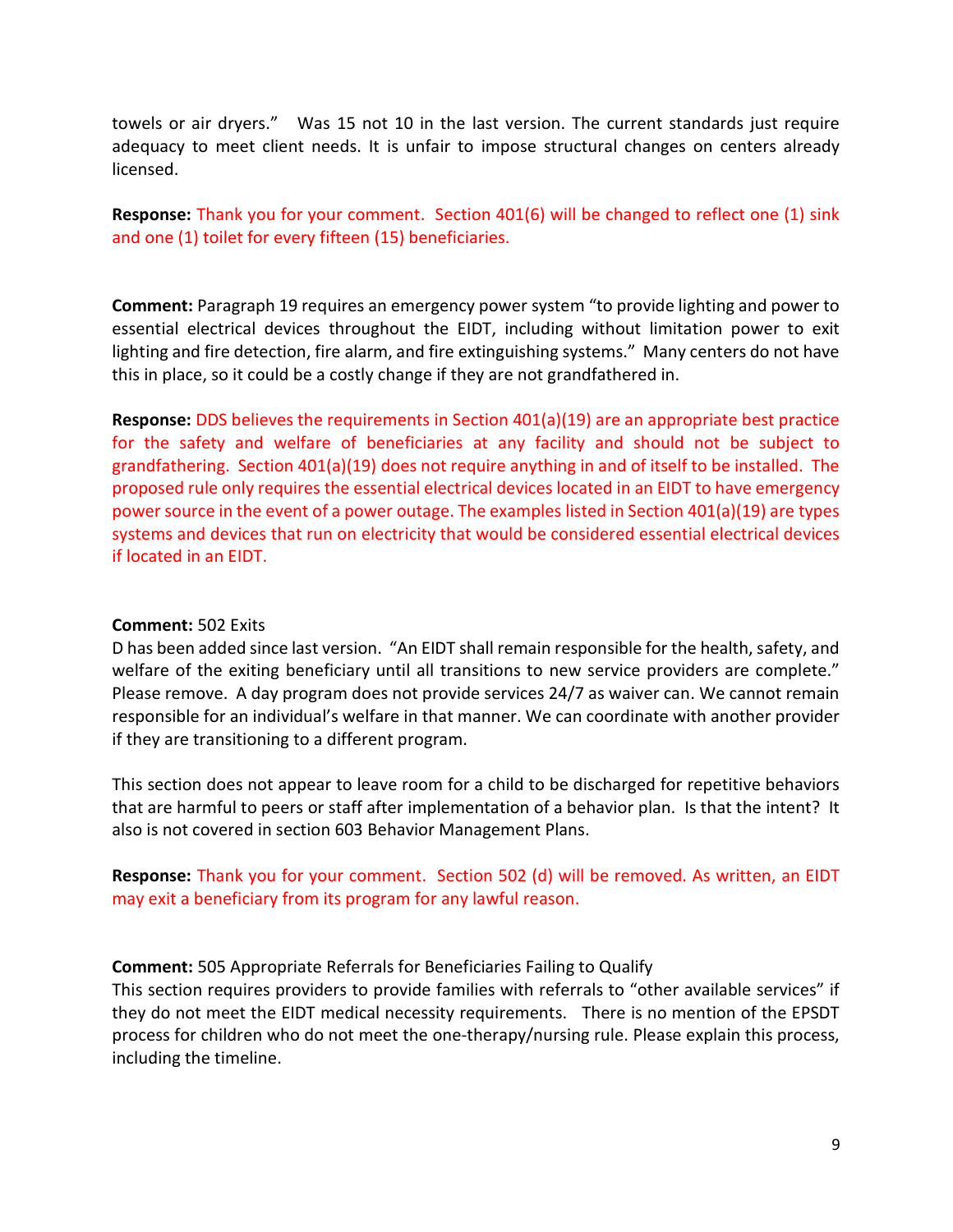towels or air dryers." Was 15 not 10 in the last version. The current standards just require adequacy to meet client needs. It is unfair to impose structural changes on centers already licensed.

**Response:** Thank you for your comment. Section 401(6) will be changed to reflect one (1) sink and one (1) toilet for every fifteen (15) beneficiaries.

**Comment:** Paragraph 19 requires an emergency power system "to provide lighting and power to essential electrical devices throughout the EIDT, including without limitation power to exit lighting and fire detection, fire alarm, and fire extinguishing systems." Many centers do not have this in place, so it could be a costly change if they are not grandfathered in.

**Response:** DDS believes the requirements in Section 401(a)(19) are an appropriate best practice for the safety and welfare of beneficiaries at any facility and should not be subject to grandfathering. Section 401(a)(19) does not require anything in and of itself to be installed. The proposed rule only requires the essential electrical devices located in an EIDT to have emergency power source in the event of a power outage. The examples listed in Section 401(a)(19) are types systems and devices that run on electricity that would be considered essential electrical devices if located in an EIDT.

**Comment:** 502 Exits

D has been added since last version. "An EIDT shall remain responsible for the health, safety, and welfare of the exiting beneficiary until all transitions to new service providers are complete." Please remove. A day program does not provide services 24/7 as waiver can. We cannot remain responsible for an individual's welfare in that manner. We can coordinate with another provider if they are transitioning to a different program.

This section does not appear to leave room for a child to be discharged for repetitive behaviors that are harmful to peers or staff after implementation of a behavior plan. Is that the intent? It also is not covered in section 603 Behavior Management Plans.

**Response:** Thank you for your comment. Section 502 (d) will be removed. As written, an EIDT may exit a beneficiary from its program for any lawful reason.

**Comment:** 505 Appropriate Referrals for Beneficiaries Failing to Qualify

This section requires providers to provide families with referrals to "other available services" if they do not meet the EIDT medical necessity requirements. There is no mention of the EPSDT process for children who do not meet the one-therapy/nursing rule. Please explain this process, including the timeline.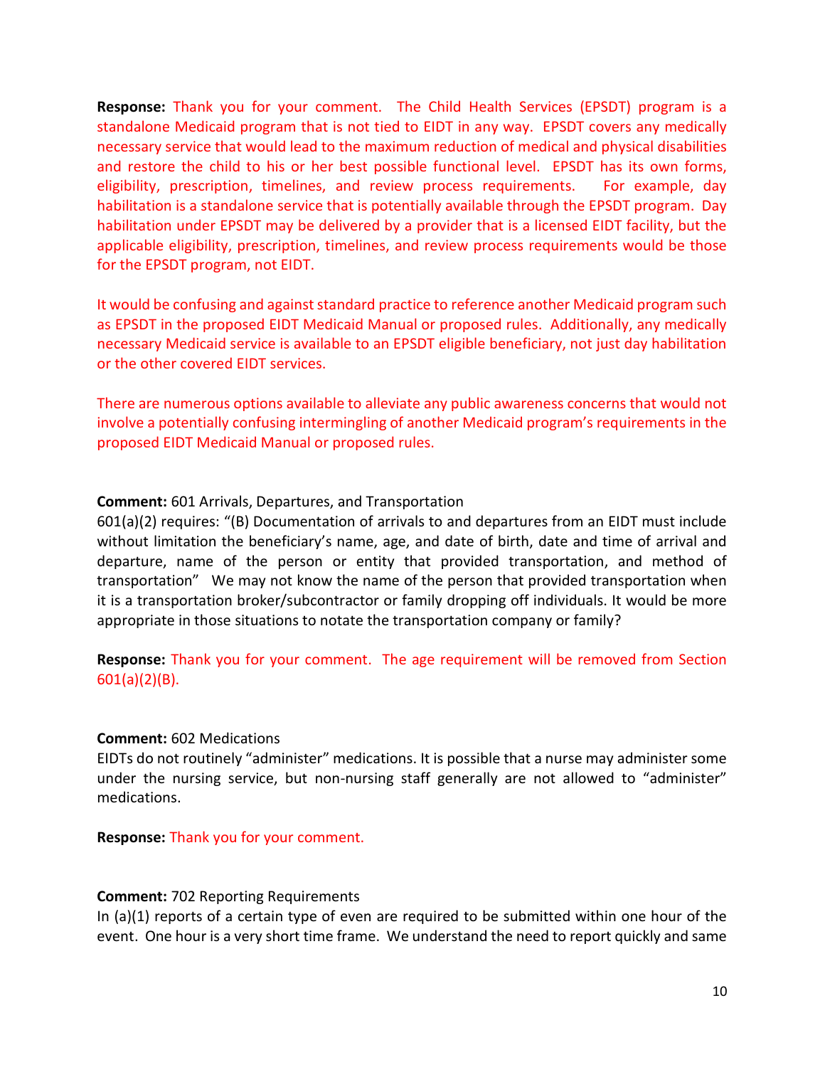**Response:** Thank you for your comment. The Child Health Services (EPSDT) program is a standalone Medicaid program that is not tied to EIDT in any way. EPSDT covers any medically necessary service that would lead to the maximum reduction of medical and physical disabilities and restore the child to his or her best possible functional level. EPSDT has its own forms, eligibility, prescription, timelines, and review process requirements. For example, day habilitation is a standalone service that is potentially available through the EPSDT program. Day habilitation under EPSDT may be delivered by a provider that is a licensed EIDT facility, but the applicable eligibility, prescription, timelines, and review process requirements would be those for the EPSDT program, not EIDT.

It would be confusing and against standard practice to reference another Medicaid program such as EPSDT in the proposed EIDT Medicaid Manual or proposed rules. Additionally, any medically necessary Medicaid service is available to an EPSDT eligible beneficiary, not just day habilitation or the other covered EIDT services.

There are numerous options available to alleviate any public awareness concerns that would not involve a potentially confusing intermingling of another Medicaid program's requirements in the proposed EIDT Medicaid Manual or proposed rules.

**Comment:** 601 Arrivals, Departures, and Transportation
601(a)(2) requires: "(B) Documentation of arrivals to and departures from an EIDT must include without limitation the beneficiary's name, age, and date of birth, date and time of arrival and departure, name of the person or entity that provided transportation, and method of transportation" We may not know the name of the person that provided transportation when it is a transportation broker/subcontractor or family dropping off individuals. It would be more appropriate in those situations to notate the transportation company or family?

**Response:** Thank you for your comment. The age requirement will be removed from Section 601(a)(2)(B).

**Comment:** 602 Medications
EIDTs do not routinely "administer" medications. It is possible that a nurse may administer some under the nursing service, but non-nursing staff generally are not allowed to "administer" medications.

**Response:** Thank you for your comment.

**Comment:** 702 Reporting Requirements
In (a)(1) reports of a certain type of even are required to be submitted within one hour of the event. One hour is a very short time frame. We understand the need to report quickly and same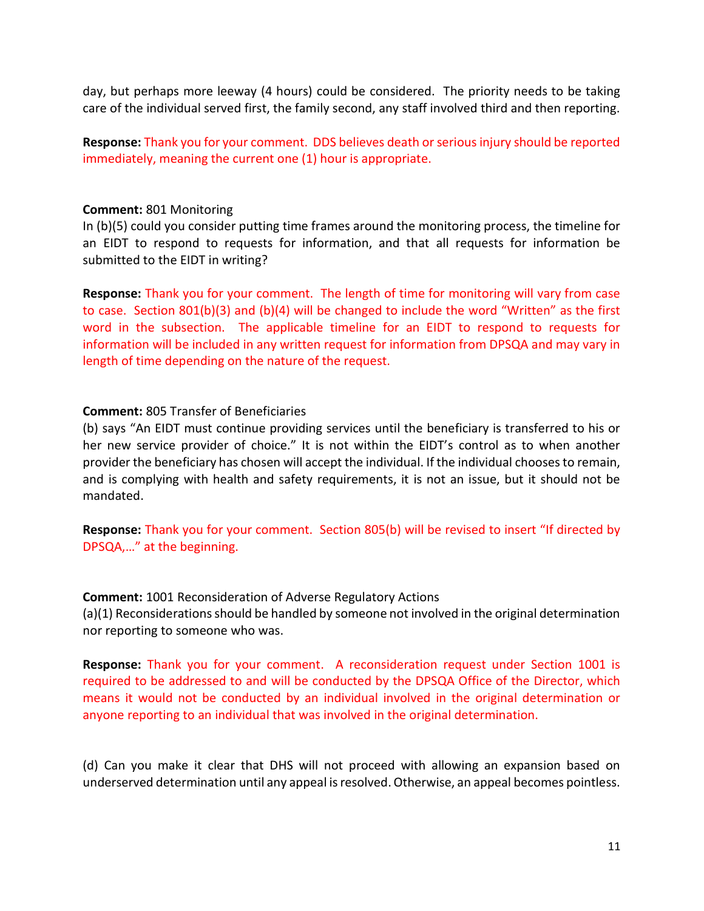day, but perhaps more leeway (4 hours) could be considered. The priority needs to be taking care of the individual served first, the family second, any staff involved third and then reporting.

**Response:** Thank you for your comment. DDS believes death or serious injury should be reported immediately, meaning the current one (1) hour is appropriate.

**Comment:** 801 Monitoring
In (b)(5) could you consider putting time frames around the monitoring process, the timeline for an EIDT to respond to requests for information, and that all requests for information be submitted to the EIDT in writing?

**Response:** Thank you for your comment. The length of time for monitoring will vary from case to case. Section 801(b)(3) and (b)(4) will be changed to include the word "Written" as the first word in the subsection. The applicable timeline for an EIDT to respond to requests for information will be included in any written request for information from DPSQA and may vary in length of time depending on the nature of the request.

**Comment:** 805 Transfer of Beneficiaries
(b) says "An EIDT must continue providing services until the beneficiary is transferred to his or her new service provider of choice." It is not within the EIDT's control as to when another provider the beneficiary has chosen will accept the individual. If the individual chooses to remain, and is complying with health and safety requirements, it is not an issue, but it should not be mandated.

**Response:** Thank you for your comment. Section 805(b) will be revised to insert "If directed by DPSQA,…" at the beginning.

**Comment:** 1001 Reconsideration of Adverse Regulatory Actions
(a)(1) Reconsiderations should be handled by someone not involved in the original determination nor reporting to someone who was.

**Response:** Thank you for your comment. A reconsideration request under Section 1001 is required to be addressed to and will be conducted by the DPSQA Office of the Director, which means it would not be conducted by an individual involved in the original determination or anyone reporting to an individual that was involved in the original determination.

(d) Can you make it clear that DHS will not proceed with allowing an expansion based on underserved determination until any appeal is resolved. Otherwise, an appeal becomes pointless.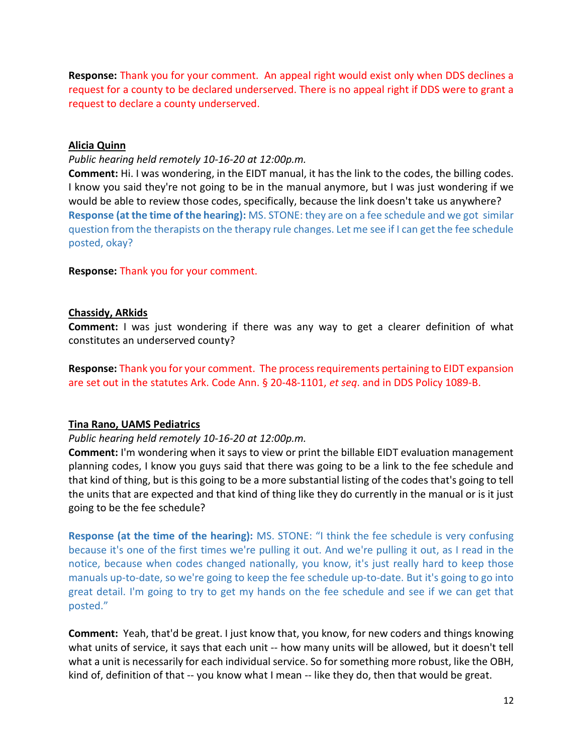**Response:** Thank you for your comment. An appeal right would exist only when DDS declines a request for a county to be declared underserved. There is no appeal right if DDS were to grant a request to declare a county underserved.

**Alicia Quinn**

*Public hearing held remotely 10-16-20 at 12:00p.m.*

**Comment:** Hi. I was wondering, in the EIDT manual, it has the link to the codes, the billing codes. I know you said they're not going to be in the manual anymore, but I was just wondering if we would be able to review those codes, specifically, because the link doesn't take us anywhere?

**Response (at the time of the hearing):** MS. STONE: they are on a fee schedule and we got similar question from the therapists on the therapy rule changes. Let me see if I can get the fee schedule posted, okay?

**Response:** Thank you for your comment.

**Chassidy, ARkids**

**Comment:** I was just wondering if there was any way to get a clearer definition of what constitutes an underserved county?

**Response:** Thank you for your comment. The process requirements pertaining to EIDT expansion are set out in the statutes Ark. Code Ann. § 20-48-1101, *et seq*. and in DDS Policy 1089-B.

**Tina Rano, UAMS Pediatrics**

*Public hearing held remotely 10-16-20 at 12:00p.m.*

**Comment:** I'm wondering when it says to view or print the billable EIDT evaluation management planning codes, I know you guys said that there was going to be a link to the fee schedule and that kind of thing, but is this going to be a more substantial listing of the codes that's going to tell the units that are expected and that kind of thing like they do currently in the manual or is it just going to be the fee schedule?

**Response (at the time of the hearing):** MS. STONE: "I think the fee schedule is very confusing because it's one of the first times we're pulling it out. And we're pulling it out, as I read in the notice, because when codes changed nationally, you know, it's just really hard to keep those manuals up-to-date, so we're going to keep the fee schedule up-to-date. But it's going to go into great detail. I'm going to try to get my hands on the fee schedule and see if we can get that posted."

**Comment:** Yeah, that'd be great. I just know that, you know, for new coders and things knowing what units of service, it says that each unit -- how many units will be allowed, but it doesn't tell what a unit is necessarily for each individual service. So for something more robust, like the OBH, kind of, definition of that -- you know what I mean -- like they do, then that would be great.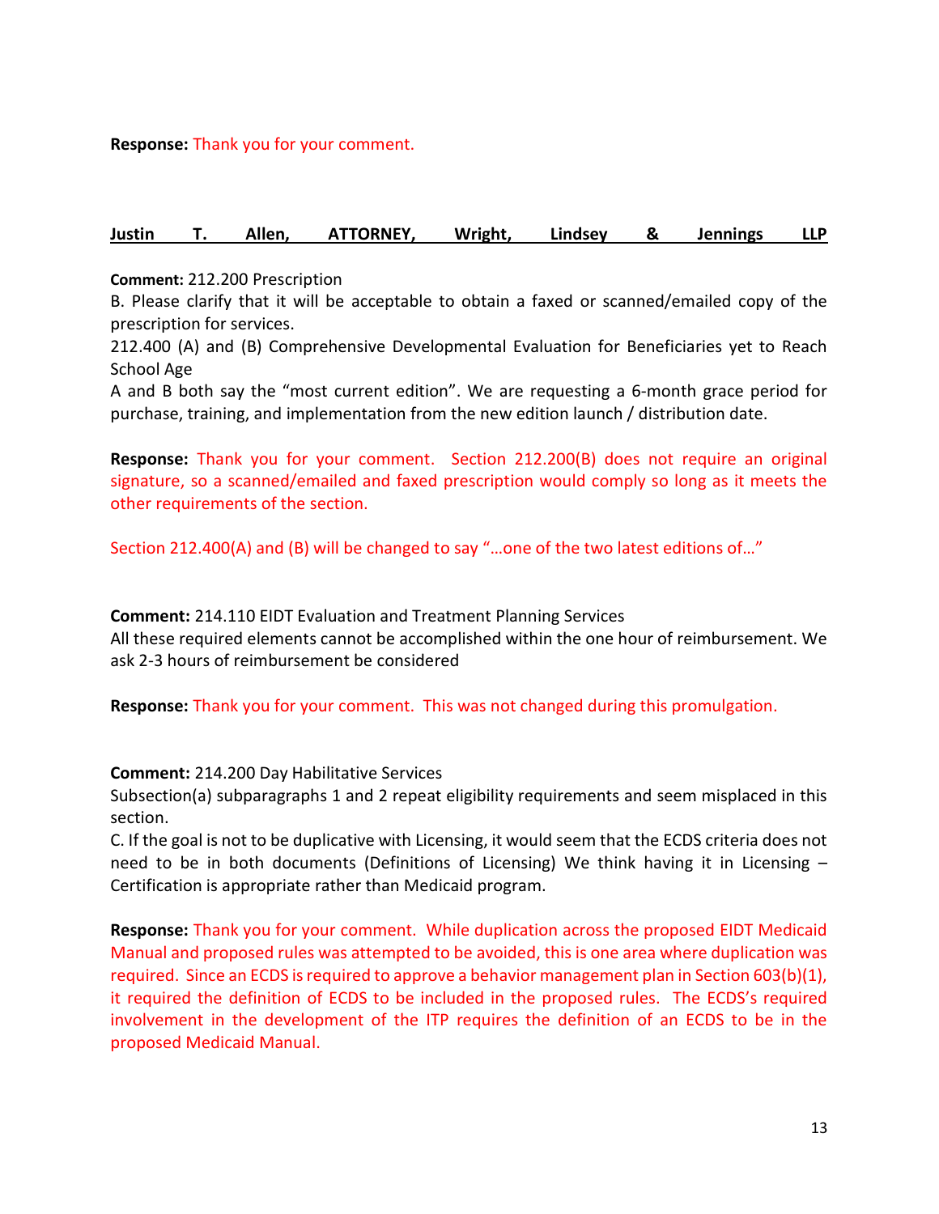**Response:** Thank you for your comment.

**Justin T. Allen, ATTORNEY, Wright, Lindsey & Jennings LLP**

**Comment:** 212.200 Prescription

B. Please clarify that it will be acceptable to obtain a faxed or scanned/emailed copy of the prescription for services.

212.400 (A) and (B) Comprehensive Developmental Evaluation for Beneficiaries yet to Reach School Age

A and B both say the "most current edition". We are requesting a 6-month grace period for purchase, training, and implementation from the new edition launch / distribution date.

**Response:** Thank you for your comment. Section 212.200(B) does not require an original signature, so a scanned/emailed and faxed prescription would comply so long as it meets the other requirements of the section.

Section 212.400(A) and (B) will be changed to say "…one of the two latest editions of…"

**Comment:** 214.110 EIDT Evaluation and Treatment Planning Services

All these required elements cannot be accomplished within the one hour of reimbursement. We ask 2-3 hours of reimbursement be considered

**Response:** Thank you for your comment. This was not changed during this promulgation.

**Comment:** 214.200 Day Habilitative Services

Subsection(a) subparagraphs 1 and 2 repeat eligibility requirements and seem misplaced in this section.

C. If the goal is not to be duplicative with Licensing, it would seem that the ECDS criteria does not need to be in both documents (Definitions of Licensing) We think having it in Licensing – Certification is appropriate rather than Medicaid program.

**Response:** Thank you for your comment. While duplication across the proposed EIDT Medicaid Manual and proposed rules was attempted to be avoided, this is one area where duplication was required. Since an ECDS is required to approve a behavior management plan in Section 603(b)(1), it required the definition of ECDS to be included in the proposed rules. The ECDS's required involvement in the development of the ITP requires the definition of an ECDS to be in the proposed Medicaid Manual.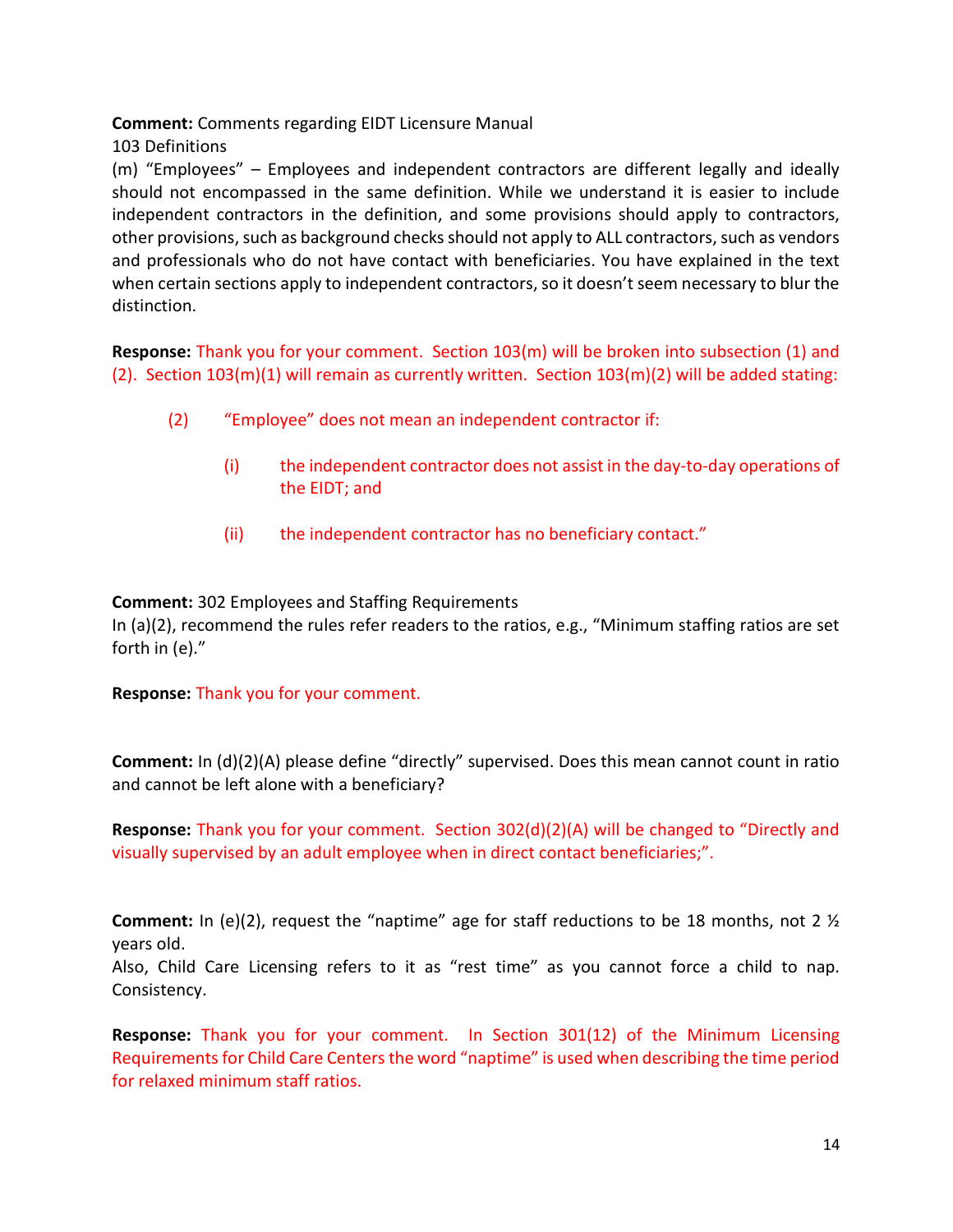**Comment:** Comments regarding EIDT Licensure Manual
103 Definitions
(m) "Employees" – Employees and independent contractors are different legally and ideally should not encompassed in the same definition. While we understand it is easier to include independent contractors in the definition, and some provisions should apply to contractors, other provisions, such as background checks should not apply to ALL contractors, such as vendors and professionals who do not have contact with beneficiaries. You have explained in the text when certain sections apply to independent contractors, so it doesn't seem necessary to blur the distinction.

**Response:** Thank you for your comment. Section 103(m) will be broken into subsection (1) and (2). Section 103(m)(1) will remain as currently written. Section 103(m)(2) will be added stating:

> (2) "Employee" does not mean an independent contractor if:
>
> > (i) the independent contractor does not assist in the day-to-day operations of the EIDT; and
> >
> > (ii) the independent contractor has no beneficiary contact."

**Comment:** 302 Employees and Staffing Requirements
In (a)(2), recommend the rules refer readers to the ratios, e.g., "Minimum staffing ratios are set forth in (e)."

**Response:** Thank you for your comment.

**Comment:** In (d)(2)(A) please define "directly" supervised. Does this mean cannot count in ratio and cannot be left alone with a beneficiary?

**Response:** Thank you for your comment. Section 302(d)(2)(A) will be changed to "Directly and visually supervised by an adult employee when in direct contact beneficiaries;".

**Comment:** In (e)(2), request the "naptime" age for staff reductions to be 18 months, not 2 ½ years old.
Also, Child Care Licensing refers to it as "rest time" as you cannot force a child to nap. Consistency.

**Response:** Thank you for your comment. In Section 301(12) of the Minimum Licensing Requirements for Child Care Centers the word "naptime" is used when describing the time period for relaxed minimum staff ratios.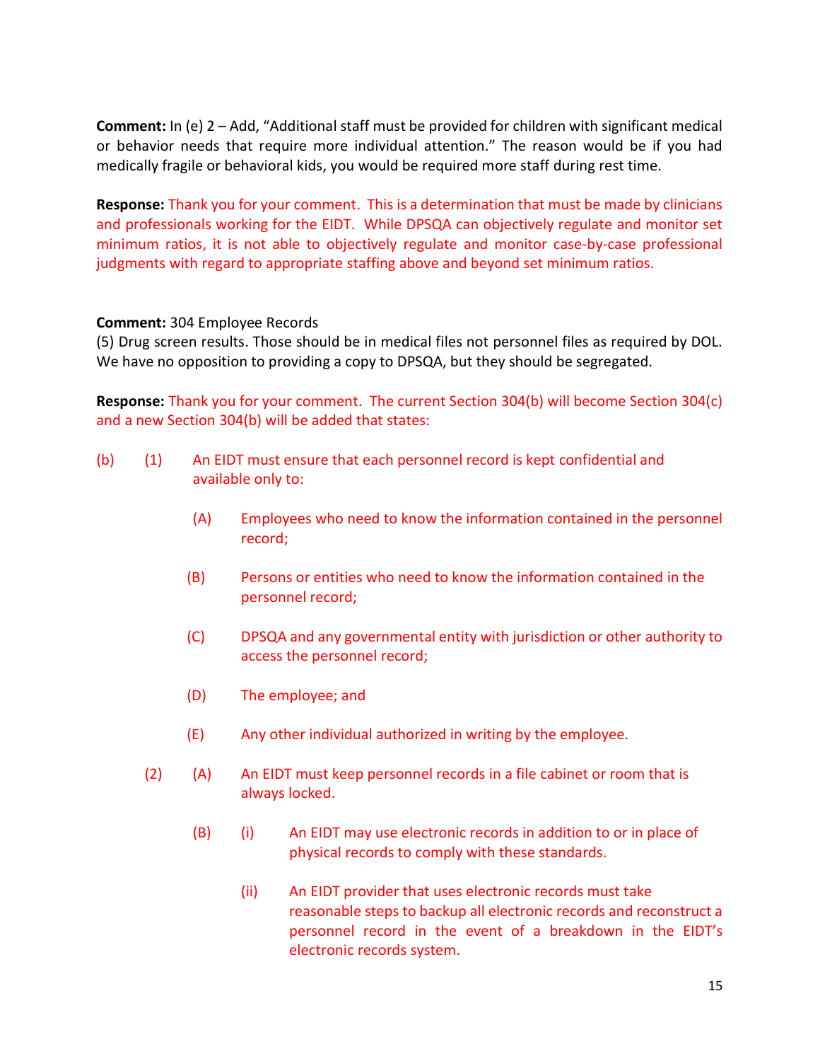**Comment:** In (e) 2 – Add, "Additional staff must be provided for children with significant medical or behavior needs that require more individual attention." The reason would be if you had medically fragile or behavioral kids, you would be required more staff during rest time.

**Response:** Thank you for your comment. This is a determination that must be made by clinicians and professionals working for the EIDT. While DPSQA can objectively regulate and monitor set minimum ratios, it is not able to objectively regulate and monitor case-by-case professional judgments with regard to appropriate staffing above and beyond set minimum ratios.

**Comment:** 304 Employee Records
(5) Drug screen results. Those should be in medical files not personnel files as required by DOL. We have no opposition to providing a copy to DPSQA, but they should be segregated.

**Response:** Thank you for your comment. The current Section 304(b) will become Section 304(c) and a new Section 304(b) will be added that states:

(b) (1) An EIDT must ensure that each personnel record is kept confidential and available only to:

- (A) Employees who need to know the information contained in the personnel record;
- (B) Persons or entities who need to know the information contained in the personnel record;
- (C) DPSQA and any governmental entity with jurisdiction or other authority to access the personnel record;
- (D) The employee; and
- (E) Any other individual authorized in writing by the employee.

(2) (A) An EIDT must keep personnel records in a file cabinet or room that is always locked.

(B) (i) An EIDT may use electronic records in addition to or in place of physical records to comply with these standards.

(ii) An EIDT provider that uses electronic records must take reasonable steps to backup all electronic records and reconstruct a personnel record in the event of a breakdown in the EIDT's electronic records system.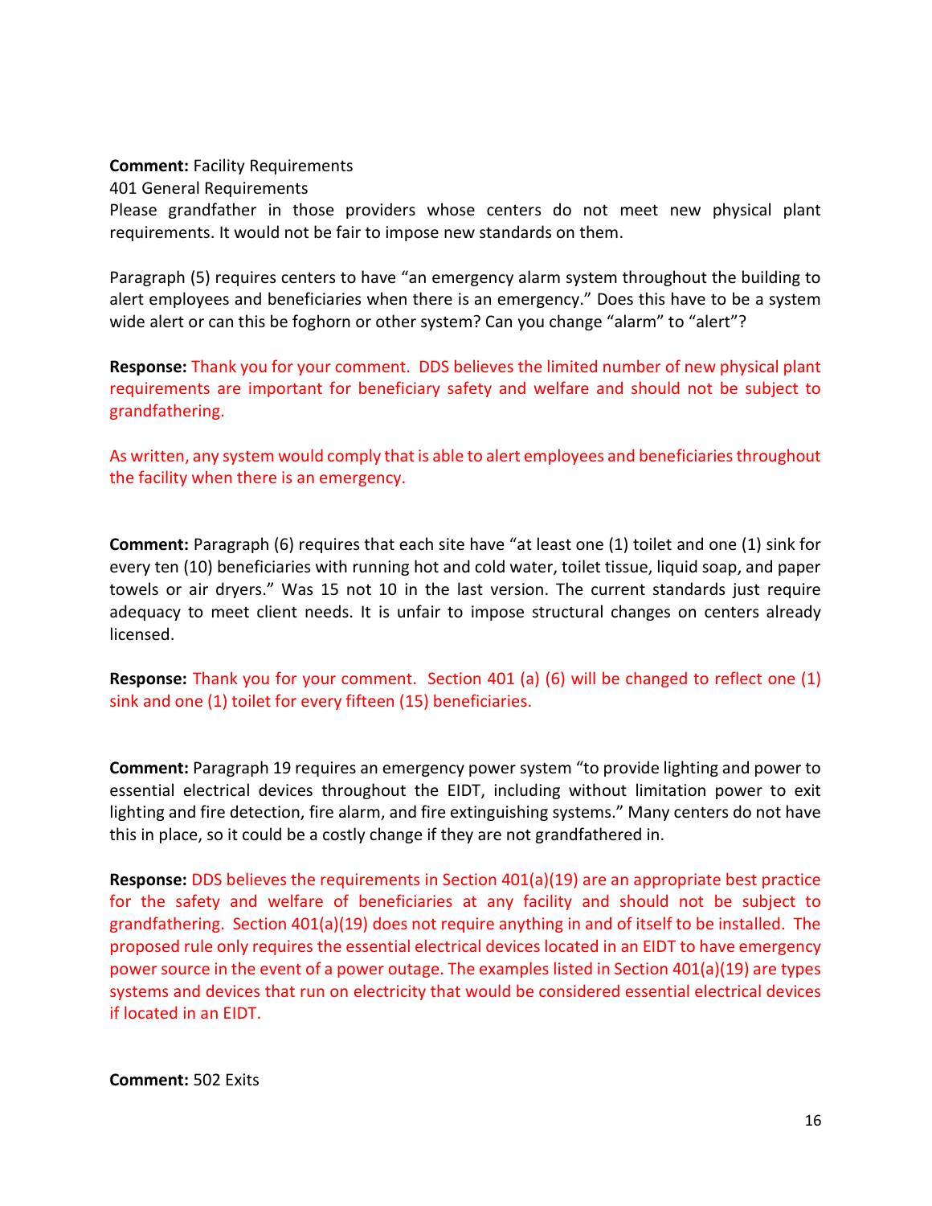**Comment:** Facility Requirements
401 General Requirements
Please grandfather in those providers whose centers do not meet new physical plant requirements. It would not be fair to impose new standards on them.

Paragraph (5) requires centers to have "an emergency alarm system throughout the building to alert employees and beneficiaries when there is an emergency." Does this have to be a system wide alert or can this be foghorn or other system? Can you change "alarm" to "alert"?

**Response:** Thank you for your comment. DDS believes the limited number of new physical plant requirements are important for beneficiary safety and welfare and should not be subject to grandfathering.

As written, any system would comply that is able to alert employees and beneficiaries throughout the facility when there is an emergency.

**Comment:** Paragraph (6) requires that each site have "at least one (1) toilet and one (1) sink for every ten (10) beneficiaries with running hot and cold water, toilet tissue, liquid soap, and paper towels or air dryers." Was 15 not 10 in the last version. The current standards just require adequacy to meet client needs. It is unfair to impose structural changes on centers already licensed.

**Response:** Thank you for your comment. Section 401 (a) (6) will be changed to reflect one (1) sink and one (1) toilet for every fifteen (15) beneficiaries.

**Comment:** Paragraph 19 requires an emergency power system "to provide lighting and power to essential electrical devices throughout the EIDT, including without limitation power to exit lighting and fire detection, fire alarm, and fire extinguishing systems." Many centers do not have this in place, so it could be a costly change if they are not grandfathered in.

**Response:** DDS believes the requirements in Section 401(a)(19) are an appropriate best practice for the safety and welfare of beneficiaries at any facility and should not be subject to grandfathering. Section 401(a)(19) does not require anything in and of itself to be installed. The proposed rule only requires the essential electrical devices located in an EIDT to have emergency power source in the event of a power outage. The examples listed in Section 401(a)(19) are types systems and devices that run on electricity that would be considered essential electrical devices if located in an EIDT.

**Comment:** 502 Exits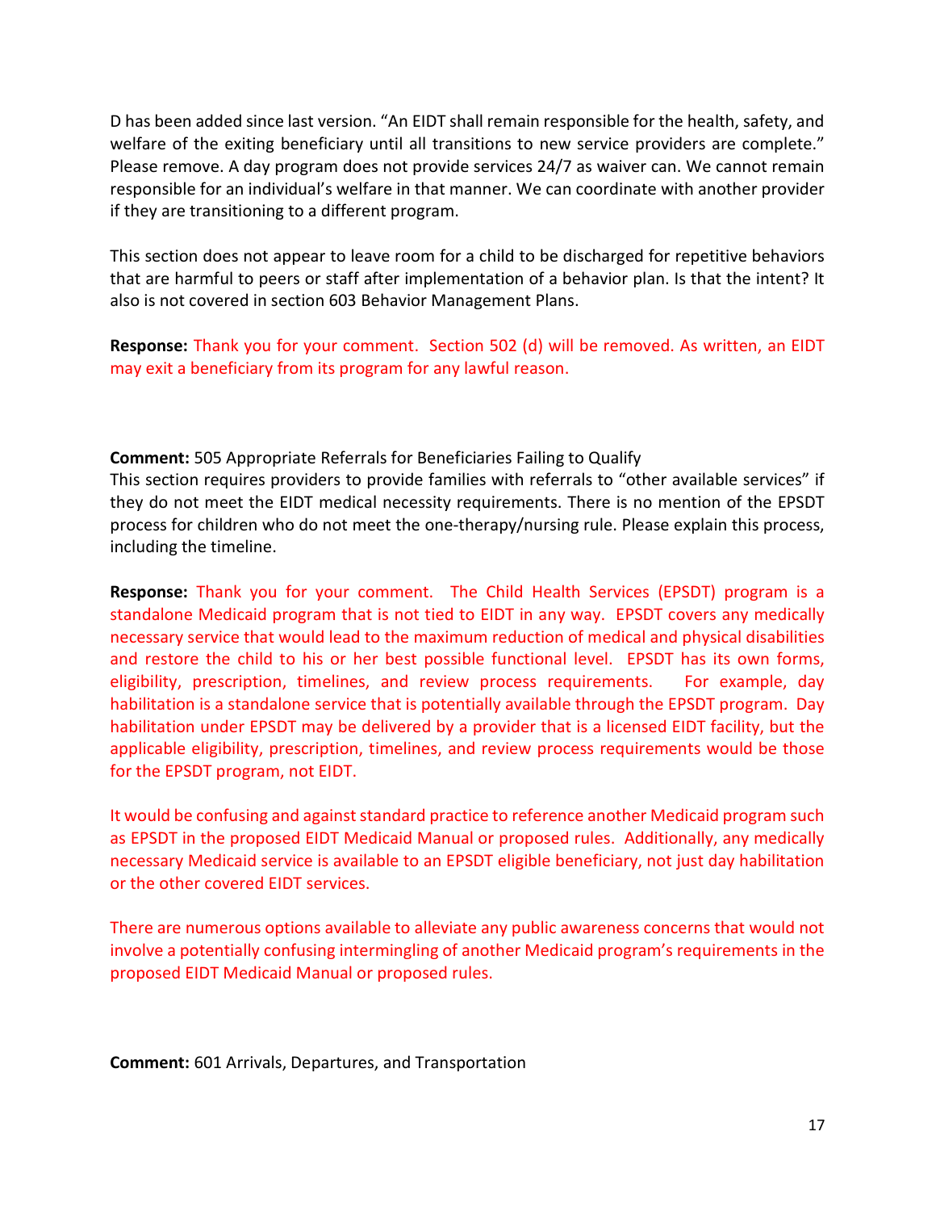D has been added since last version. “An EIDT shall remain responsible for the health, safety, and welfare of the exiting beneficiary until all transitions to new service providers are complete.” Please remove. A day program does not provide services 24/7 as waiver can. We cannot remain responsible for an individual’s welfare in that manner. We can coordinate with another provider if they are transitioning to a different program.

This section does not appear to leave room for a child to be discharged for repetitive behaviors that are harmful to peers or staff after implementation of a behavior plan. Is that the intent? It also is not covered in section 603 Behavior Management Plans.

**Response:** Thank you for your comment. Section 502 (d) will be removed. As written, an EIDT may exit a beneficiary from its program for any lawful reason.

**Comment:** 505 Appropriate Referrals for Beneficiaries Failing to Qualify
This section requires providers to provide families with referrals to “other available services” if they do not meet the EIDT medical necessity requirements. There is no mention of the EPSDT process for children who do not meet the one-therapy/nursing rule. Please explain this process, including the timeline.

**Response:** Thank you for your comment. The Child Health Services (EPSDT) program is a standalone Medicaid program that is not tied to EIDT in any way. EPSDT covers any medically necessary service that would lead to the maximum reduction of medical and physical disabilities and restore the child to his or her best possible functional level. EPSDT has its own forms, eligibility, prescription, timelines, and review process requirements. For example, day habilitation is a standalone service that is potentially available through the EPSDT program. Day habilitation under EPSDT may be delivered by a provider that is a licensed EIDT facility, but the applicable eligibility, prescription, timelines, and review process requirements would be those for the EPSDT program, not EIDT.

It would be confusing and against standard practice to reference another Medicaid program such as EPSDT in the proposed EIDT Medicaid Manual or proposed rules. Additionally, any medically necessary Medicaid service is available to an EPSDT eligible beneficiary, not just day habilitation or the other covered EIDT services.

There are numerous options available to alleviate any public awareness concerns that would not involve a potentially confusing intermingling of another Medicaid program’s requirements in the proposed EIDT Medicaid Manual or proposed rules.

**Comment:** 601 Arrivals, Departures, and Transportation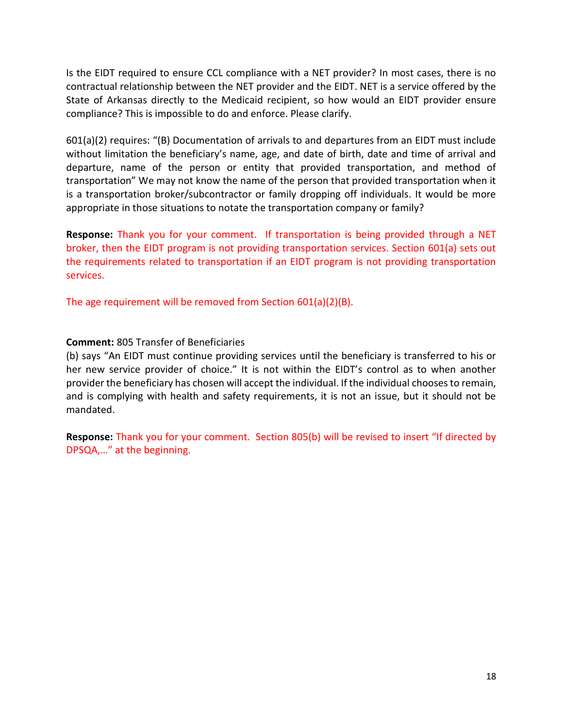Is the EIDT required to ensure CCL compliance with a NET provider? In most cases, there is no contractual relationship between the NET provider and the EIDT. NET is a service offered by the State of Arkansas directly to the Medicaid recipient, so how would an EIDT provider ensure compliance? This is impossible to do and enforce. Please clarify.

601(a)(2) requires: "(B) Documentation of arrivals to and departures from an EIDT must include without limitation the beneficiary's name, age, and date of birth, date and time of arrival and departure, name of the person or entity that provided transportation, and method of transportation" We may not know the name of the person that provided transportation when it is a transportation broker/subcontractor or family dropping off individuals. It would be more appropriate in those situations to notate the transportation company or family?

**Response:** Thank you for your comment. If transportation is being provided through a NET broker, then the EIDT program is not providing transportation services. Section 601(a) sets out the requirements related to transportation if an EIDT program is not providing transportation services.

The age requirement will be removed from Section 601(a)(2)(B).

**Comment:** 805 Transfer of Beneficiaries
(b) says "An EIDT must continue providing services until the beneficiary is transferred to his or her new service provider of choice." It is not within the EIDT's control as to when another provider the beneficiary has chosen will accept the individual. If the individual chooses to remain, and is complying with health and safety requirements, it is not an issue, but it should not be mandated.

**Response:** Thank you for your comment. Section 805(b) will be revised to insert "If directed by DPSQA,…" at the beginning.